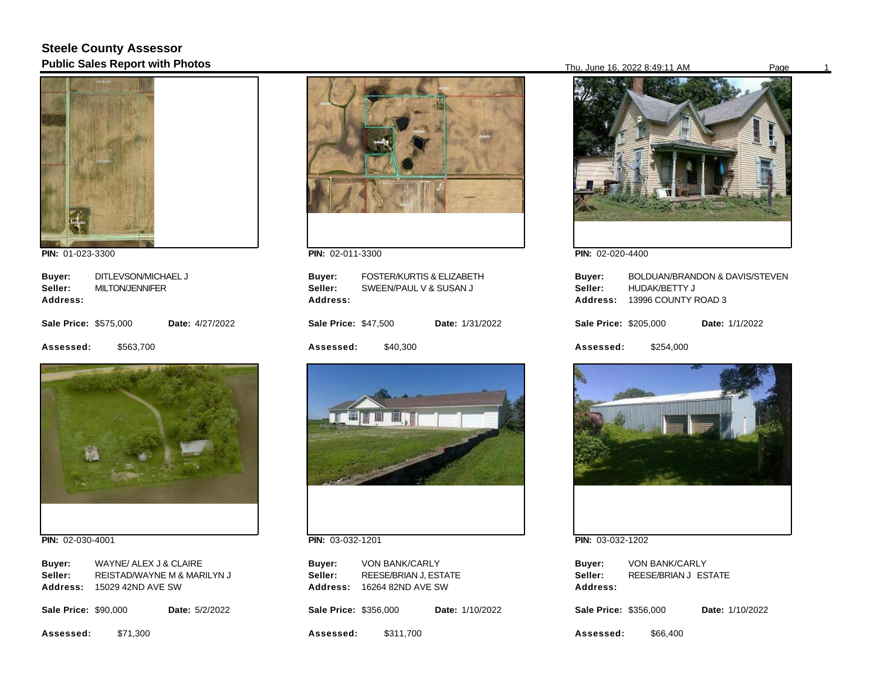# Steele County Assessor

## Public Sales Report with Photos

Thu, June 16, 2022 8:49:11 AM

**PIN:** 01-023-3300

**Buyer:** DITLEVSON/MICHAEL J
**Seller:** MILTON/JENNIFER
**Address:**

**Sale Price:** $575,000 **Date:** 4/27/2022

**Assessed:** $563,700

**PIN:** 02-011-3300

**Buyer:** FOSTER/KURTIS & ELIZABETH
**Seller:** SWEEN/PAUL V & SUSAN J
**Address:**

**Sale Price:** $47,500 **Date:** 1/31/2022

**Assessed:** $40,300

**PIN:** 02-020-4400

**Buyer:** BOLDUAN/BRANDON & DAVIS/STEVEN
**Seller:** HUDAK/BETTY J
**Address:** 13996 COUNTY ROAD 3

**Sale Price:** $205,000 **Date:** 1/1/2022

**Assessed:** $254,000

**PIN:** 02-030-4001

**Buyer:** WAYNE/ ALEX J & CLAIRE
**Seller:** REISTAD/WAYNE M & MARILYN J
**Address:** 15029 42ND AVE SW

**Sale Price:** $90,000 **Date:** 5/2/2022

**Assessed:** $71,300

**PIN:** 03-032-1201

**Buyer:** VON BANK/CARLY
**Seller:** REESE/BRIAN J, ESTATE
**Address:** 16264 82ND AVE SW

**Sale Price:** $356,000 **Date:** 1/10/2022

**Assessed:** $311,700

**PIN:** 03-032-1202

**Buyer:** VON BANK/CARLY
**Seller:** REESE/BRIAN J ESTATE
**Address:**

**Sale Price:** $356,000 **Date:** 1/10/2022

**Assessed:** $66,400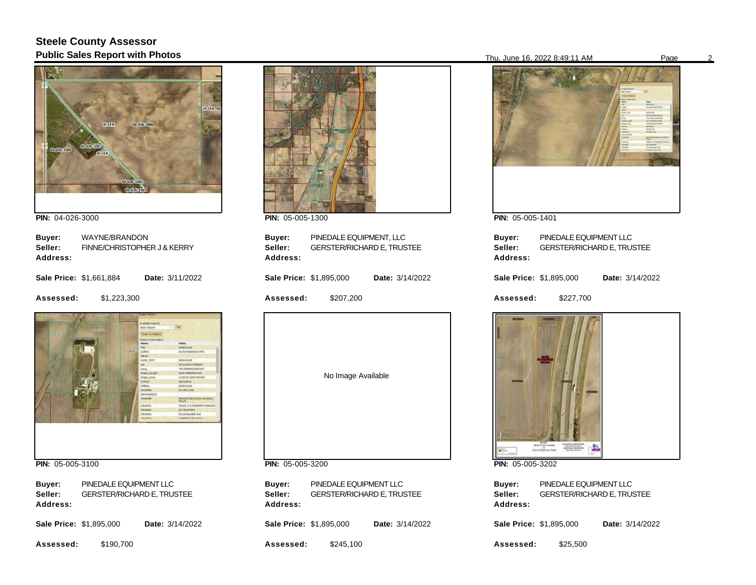## Steele County Assessor
### Public Sales Report with Photos

**PIN:** 04-026-3000

**Buyer:** WAYNE/BRANDON
**Seller:** FINNE/CHRISTOPHER J & KERRY
**Address:**

**Sale Price:** $1,661,884 **Date:** 3/11/2022

**Assessed:** $1,223,300

**PIN:** 05-005-1300

**Buyer:** PINEDALE EQUIPMENT, LLC
**Seller:** GERSTER/RICHARD E, TRUSTEE
**Address:**

**Sale Price:** $1,895,000 **Date:** 3/14/2022

**Assessed:** $207,200

**PIN:** 05-005-1401

**Buyer:** PINEDALE EQUIPMENT LLC
**Seller:** GERSTER/RICHARD E, TRUSTEE
**Address:**

**Sale Price:** $1,895,000 **Date:** 3/14/2022

**Assessed:** $227,700

**PIN:** 05-005-3100

**Buyer:** PINEDALE EQUIPMENT LLC
**Seller:** GERSTER/RICHARD E, TRUSTEE
**Address:**

**Sale Price:** $1,895,000 **Date:** 3/14/2022

**Assessed:** $190,700

No Image Available

**PIN:** 05-005-3200

**Buyer:** PINEDALE EQUIPMENT LLC
**Seller:** GERSTER/RICHARD E, TRUSTEE
**Address:**

**Sale Price:** $1,895,000 **Date:** 3/14/2022

**Assessed:** $245,100

**PIN:** 05-005-3202

**Buyer:** PINEDALE EQUIPMENT LLC
**Seller:** GERSTER/RICHARD E, TRUSTEE
**Address:**

**Sale Price:** $1,895,000 **Date:** 3/14/2022

**Assessed:** $25,500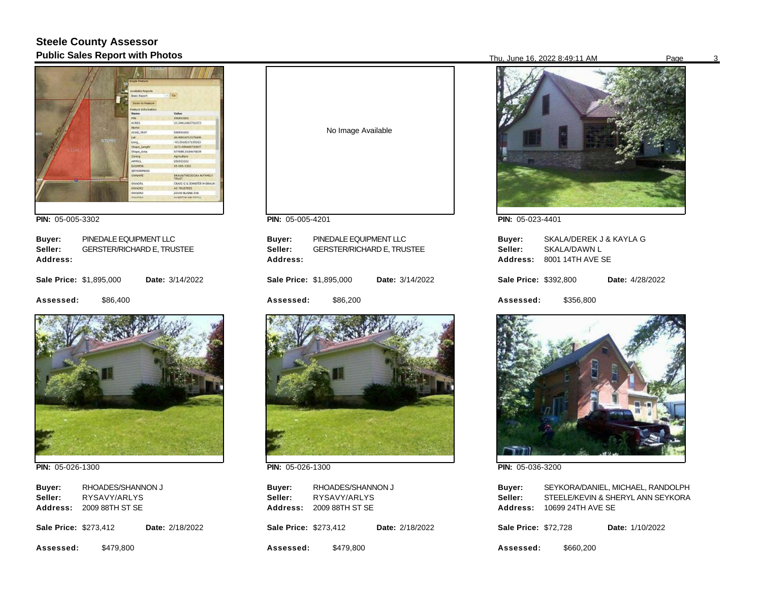# Steele County Assessor
## Public Sales Report with Photos

Thu, June 16, 2022 8:49:11 AM

**PIN:** 05-005-3302

**Buyer:** PINEDALE EQUIPMENT LLC
**Seller:** GERSTER/RICHARD E, TRUSTEE
**Address:**

**Sale Price:** $1,895,000 **Date:** 3/14/2022

**Assessed:** $86,400

---

No Image Available

**PIN:** 05-005-4201

**Buyer:** PINEDALE EQUIPMENT LLC
**Seller:** GERSTER/RICHARD E, TRUSTEE
**Address:**

**Sale Price:** $1,895,000 **Date:** 3/14/2022

**Assessed:** $86,200

---

**PIN:** 05-023-4401

**Buyer:** SKALA/DEREK J & KAYLA G
**Seller:** SKALA/DAWN L
**Address:** 8001 14TH AVE SE

**Sale Price:** $392,800 **Date:** 4/28/2022

**Assessed:** $356,800

---

**PIN:** 05-026-1300

**Buyer:** RHOADES/SHANNON J
**Seller:** RYSAVY/ARLYS
**Address:** 2009 88TH ST SE

**Sale Price:** $273,412 **Date:** 2/18/2022

**Assessed:** $479,800

---

**PIN:** 05-026-1300

**Buyer:** RHOADES/SHANNON J
**Seller:** RYSAVY/ARLYS
**Address:** 2009 88TH ST SE

**Sale Price:** $273,412 **Date:** 2/18/2022

**Assessed:** $479,800

---

**PIN:** 05-036-3200

**Buyer:** SEYKORA/DANIEL, MICHAEL, RANDOLPH
**Seller:** STEELE/KEVIN & SHERYL ANN SEYKORA
**Address:** 10699 24TH AVE SE

**Sale Price:** $72,728 **Date:** 1/10/2022

**Assessed:** $660,200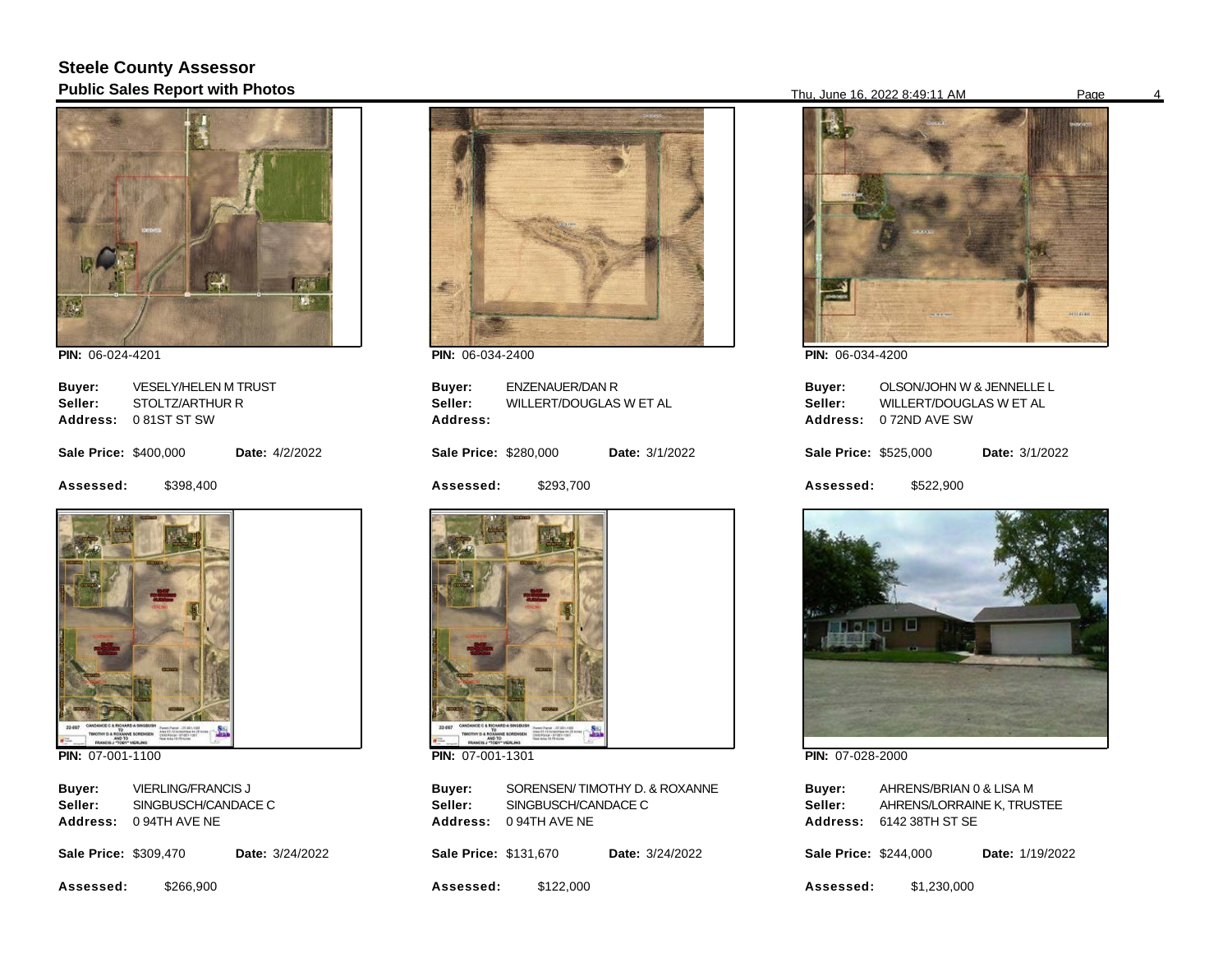# Steele County Assessor

## Public Sales Report with Photos

Thu, June 16, 2022 8:49:11 AM

**PIN:** 06-024-4201

**Buyer:** VESELY/HELEN M TRUST
**Seller:** STOLTZ/ARTHUR R
**Address:** 0 81ST ST SW

**Sale Price:** $400,000 **Date:** 4/2/2022

**Assessed:** $398,400

**PIN:** 06-034-2400

**Buyer:** ENZENAUER/DAN R
**Seller:** WILLERT/DOUGLAS W ET AL
**Address:**

**Sale Price:** $280,000 **Date:** 3/1/2022

**Assessed:** $293,700

**PIN:** 06-034-4200

**Buyer:** OLSON/JOHN W & JENNELLE L
**Seller:** WILLERT/DOUGLAS W ET AL
**Address:** 0 72ND AVE SW

**Sale Price:** $525,000 **Date:** 3/1/2022

**Assessed:** $522,900

**PIN:** 07-001-1100

**Buyer:** VIERLING/FRANCIS J
**Seller:** SINGBUSCH/CANDACE C
**Address:** 0 94TH AVE NE

**Sale Price:** $309,470 **Date:** 3/24/2022

**Assessed:** $266,900

**PIN:** 07-001-1301

**Buyer:** SORENSEN/ TIMOTHY D. & ROXANNE
**Seller:** SINGBUSCH/CANDACE C
**Address:** 0 94TH AVE NE

**Sale Price:** $131,670 **Date:** 3/24/2022

**Assessed:** $122,000

**PIN:** 07-028-2000

**Buyer:** AHRENS/BRIAN 0 & LISA M
**Seller:** AHRENS/LORRAINE K, TRUSTEE
**Address:** 6142 38TH ST SE

**Sale Price:** $244,000 **Date:** 1/19/2022

**Assessed:** $1,230,000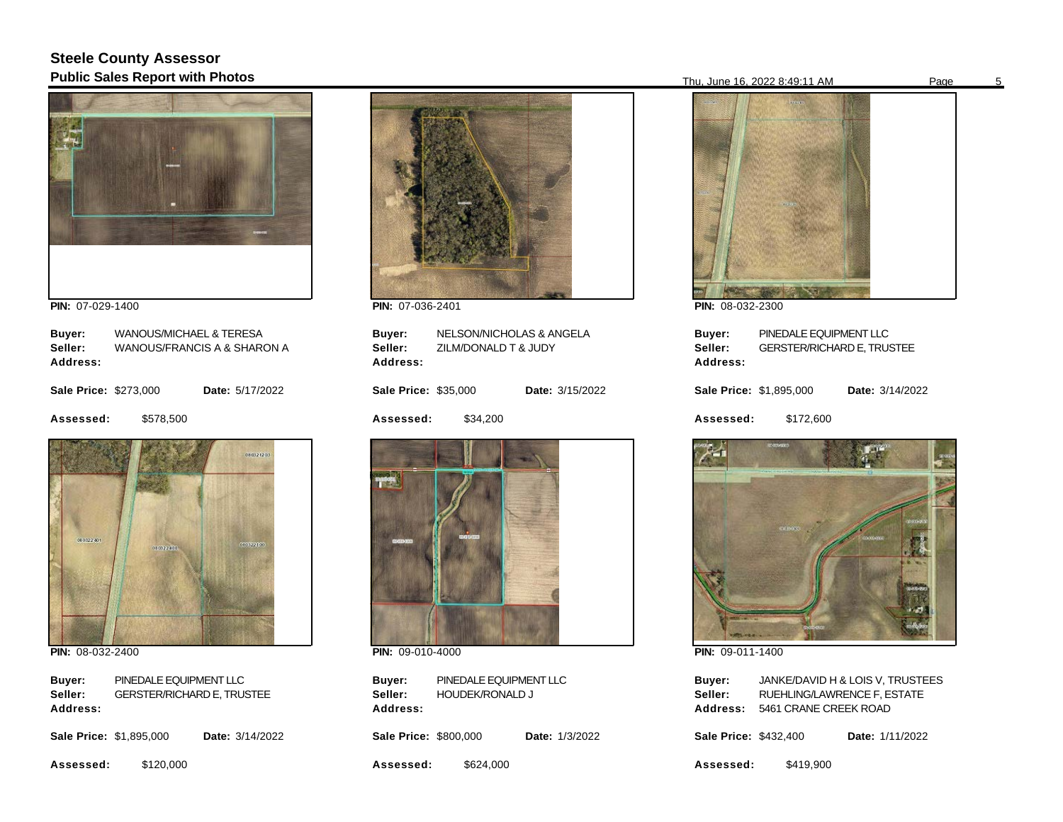# Steele County Assessor

## Public Sales Report with Photos

**PIN:** 07-029-1400

**Buyer:** WANOUS/MICHAEL & TERESA
**Seller:** WANOUS/FRANCIS A & SHARON A
**Address:**

**Sale Price:** $273,000 **Date:** 5/17/2022

**Assessed:** $578,500

---

**PIN:** 07-036-2401

**Buyer:** NELSON/NICHOLAS & ANGELA
**Seller:** ZILM/DONALD T & JUDY
**Address:**

**Sale Price:** $35,000 **Date:** 3/15/2022

**Assessed:** $34,200

---

**PIN:** 08-032-2300

**Buyer:** PINEDALE EQUIPMENT LLC
**Seller:** GERSTER/RICHARD E, TRUSTEE
**Address:**

**Sale Price:** $1,895,000 **Date:** 3/14/2022

**Assessed:** $172,600

---

**PIN:** 08-032-2400

**Buyer:** PINEDALE EQUIPMENT LLC
**Seller:** GERSTER/RICHARD E, TRUSTEE
**Address:**

**Sale Price:** $1,895,000 **Date:** 3/14/2022

**Assessed:** $120,000

---

**PIN:** 09-010-4000

**Buyer:** PINEDALE EQUIPMENT LLC
**Seller:** HOUDEK/RONALD J
**Address:**

**Sale Price:** $800,000 **Date:** 1/3/2022

**Assessed:** $624,000

---

**PIN:** 09-011-1400

**Buyer:** JANKE/DAVID H & LOIS V, TRUSTEES
**Seller:** RUEHLING/LAWRENCE F, ESTATE
**Address:** 5461 CRANE CREEK ROAD

**Sale Price:** $432,400 **Date:** 1/11/2022

**Assessed:** $419,900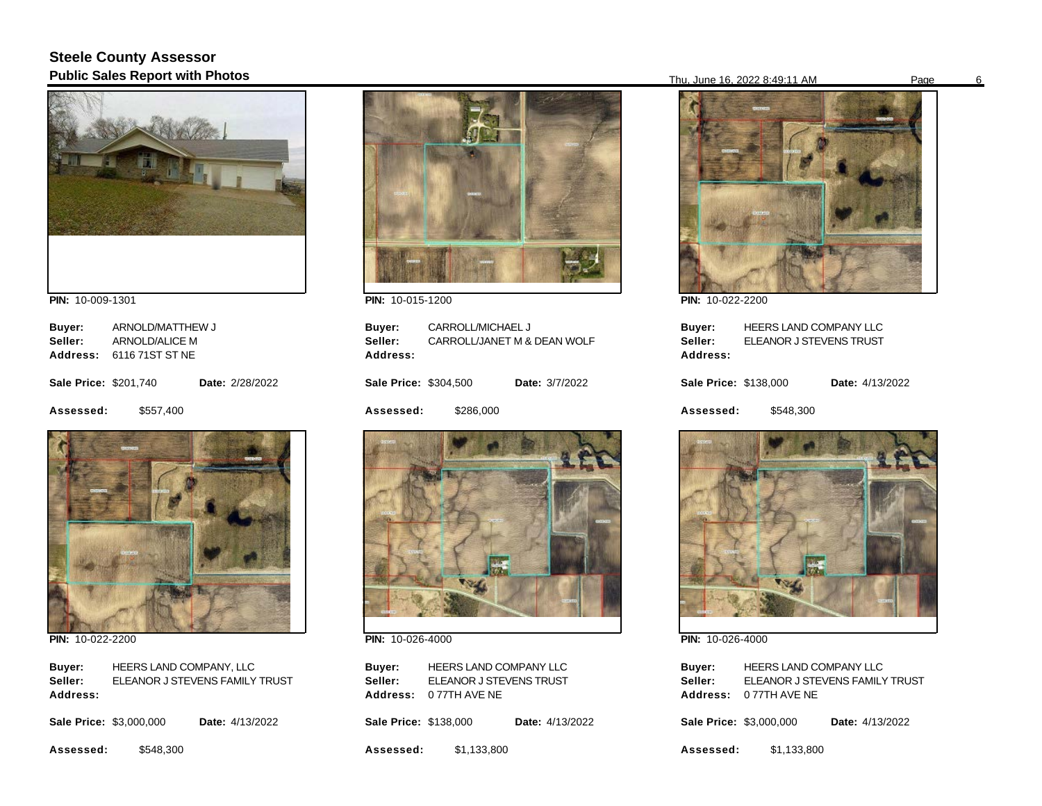## Steele County Assessor
### Public Sales Report with Photos

**PIN:** 10-009-1301

**Buyer:** ARNOLD/MATTHEW J
**Seller:** ARNOLD/ALICE M
**Address:** 6116 71ST ST NE

**Sale Price:** $201,740 **Date:** 2/28/2022

**Assessed:** $557,400

**PIN:** 10-015-1200

**Buyer:** CARROLL/MICHAEL J
**Seller:** CARROLL/JANET M & DEAN WOLF
**Address:**

**Sale Price:** $304,500 **Date:** 3/7/2022

**Assessed:** $286,000

**PIN:** 10-022-2200

**Buyer:** HEERS LAND COMPANY LLC
**Seller:** ELEANOR J STEVENS TRUST
**Address:**

**Sale Price:** $138,000 **Date:** 4/13/2022

**Assessed:** $548,300

**PIN:** 10-022-2200

**Buyer:** HEERS LAND COMPANY, LLC
**Seller:** ELEANOR J STEVENS FAMILY TRUST
**Address:**

**Sale Price:** $3,000,000 **Date:** 4/13/2022

**Assessed:** $548,300

**PIN:** 10-026-4000

**Buyer:** HEERS LAND COMPANY LLC
**Seller:** ELEANOR J STEVENS TRUST
**Address:** 0 77TH AVE NE

**Sale Price:** $138,000 **Date:** 4/13/2022

**Assessed:** $1,133,800

**PIN:** 10-026-4000

**Buyer:** HEERS LAND COMPANY LLC
**Seller:** ELEANOR J STEVENS FAMILY TRUST
**Address:** 0 77TH AVE NE

**Sale Price:** $3,000,000 **Date:** 4/13/2022

**Assessed:** $1,133,800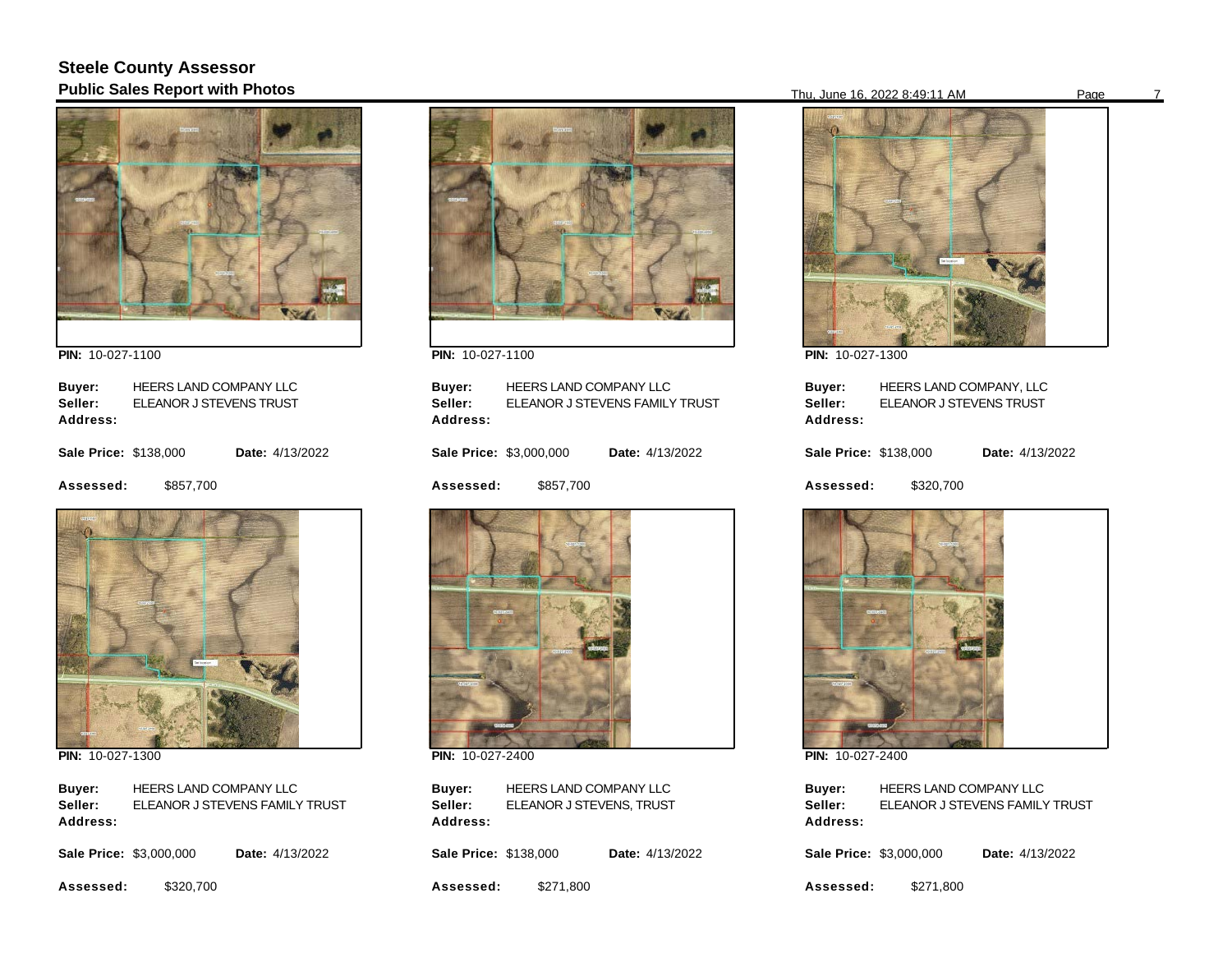## Steele County Assessor

### Public Sales Report with Photos

**PIN:** 10-027-1100

**Buyer:** HEERS LAND COMPANY LLC
**Seller:** ELEANOR J STEVENS TRUST
**Address:**

**Sale Price:** $138,000 **Date:** 4/13/2022

**Assessed:** $857,700

**PIN:** 10-027-1100

**Buyer:** HEERS LAND COMPANY LLC
**Seller:** ELEANOR J STEVENS FAMILY TRUST
**Address:**

**Sale Price:** $3,000,000 **Date:** 4/13/2022

**Assessed:** $857,700

**PIN:** 10-027-1300

**Buyer:** HEERS LAND COMPANY, LLC
**Seller:** ELEANOR J STEVENS TRUST
**Address:**

**Sale Price:** $138,000 **Date:** 4/13/2022

**Assessed:** $320,700

**PIN:** 10-027-1300

**Buyer:** HEERS LAND COMPANY LLC
**Seller:** ELEANOR J STEVENS FAMILY TRUST
**Address:**

**Sale Price:** $3,000,000 **Date:** 4/13/2022

**Assessed:** $320,700

**PIN:** 10-027-2400

**Buyer:** HEERS LAND COMPANY LLC
**Seller:** ELEANOR J STEVENS, TRUST
**Address:**

**Sale Price:** $138,000 **Date:** 4/13/2022

**Assessed:** $271,800

**PIN:** 10-027-2400

**Buyer:** HEERS LAND COMPANY LLC
**Seller:** ELEANOR J STEVENS FAMILY TRUST
**Address:**

**Sale Price:** $3,000,000 **Date:** 4/13/2022

**Assessed:** $271,800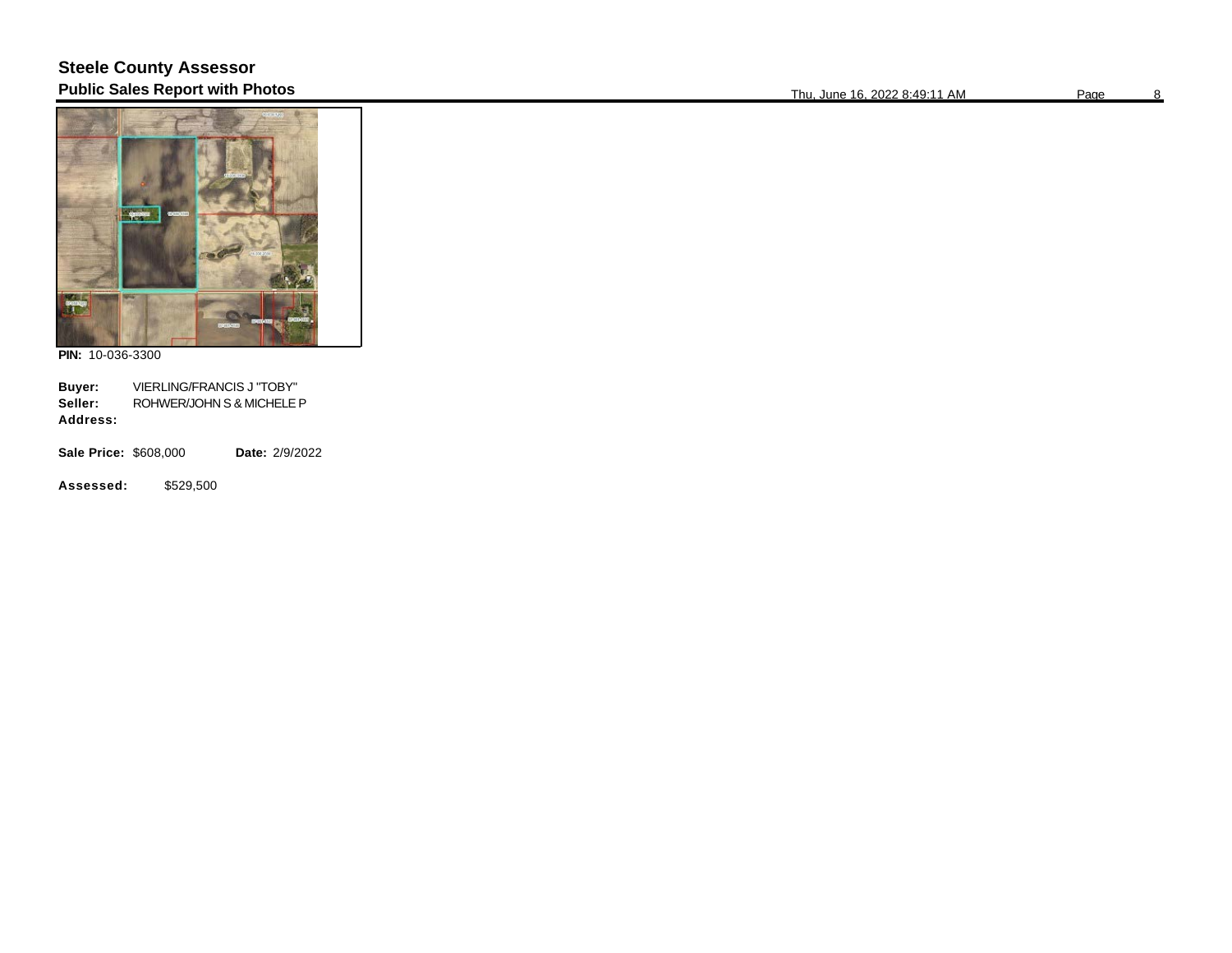**PIN:** 10-036-3300

**Buyer:** VIERLING/FRANCIS J "TOBY"
**Seller:** ROHWER/JOHN S & MICHELE P
**Address:**

**Sale Price:** $608,000 **Date:** 2/9/2022

**Assessed:** $529,500